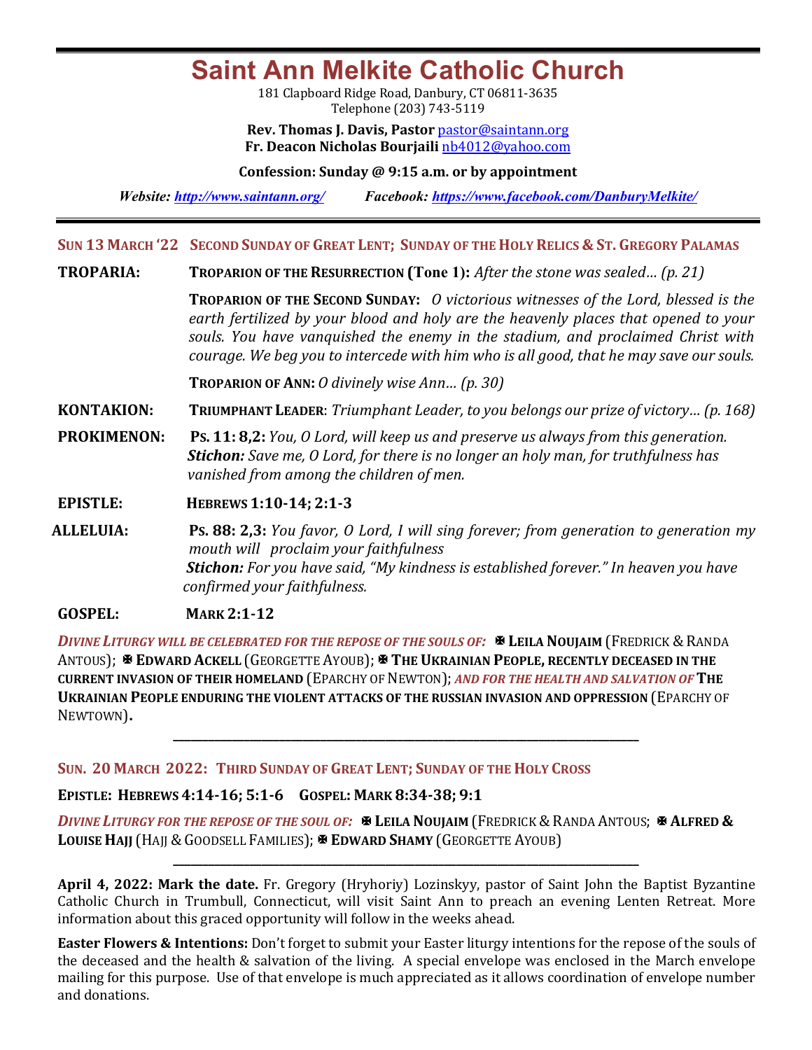# Saint Ann Melkite Catholic Church

181 Clapboard Ridge Road, Danbury, CT 06811-3635
Telephone (203) 743-5119

**Rev. Thomas J. Davis, Pastor** pastor@saintann.org
**Fr. Deacon Nicholas Bourjaili** nb4012@yahoo.com

**Confession: Sunday @ 9:15 a.m. or by appointment**

***Website:*** ***http://www.saintann.org/*** ***Facebook:*** ***https://www.facebook.com/DanburyMelkite/***

---

## SUN 13 MARCH '22 SECOND SUNDAY OF GREAT LENT; SUNDAY OF THE HOLY RELICS & ST. GREGORY PALAMAS

**TROPARIA:** **TROPARION OF THE RESURRECTION (Tone 1):** *After the stone was sealed… (p. 21)*

**TROPARION OF THE SECOND SUNDAY:** *O victorious witnesses of the Lord, blessed is the earth fertilized by your blood and holy are the heavenly places that opened to your souls. You have vanquished the enemy in the stadium, and proclaimed Christ with courage. We beg you to intercede with him who is all good, that he may save our souls.*

**TROPARION OF ANN:** *O divinely wise Ann… (p. 30)*

**KONTAKION:** **TRIUMPHANT LEADER**: *Triumphant Leader, to you belongs our prize of victory… (p. 168)*

**PROKIMENON:** **PS. 11: 8,2:** *You, O Lord, will keep us and preserve us always from this generation.*
***Stichon:*** *Save me, O Lord, for there is no longer an holy man, for truthfulness has vanished from among the children of men.*

**EPISTLE:** **HEBREWS 1:10-14; 2:1-3**

**ALLELUIA:** **PS. 88: 2,3:** *You favor, O Lord, I will sing forever; from generation to generation my mouth will proclaim your faithfulness*
***Stichon:*** *For you have said, "My kindness is established forever." In heaven you have confirmed your faithfulness.*

**GOSPEL:** **MARK 2:1-12**

***DIVINE LITURGY WILL BE CELEBRATED FOR THE REPOSE OF THE SOULS OF:*** ✠ **LEILA NOUJAIM** (FREDRICK & RANDA ANTOUS); ✠ **EDWARD ACKELL** (GEORGETTE AYOUB); ✠ **THE UKRAINIAN PEOPLE, RECENTLY DECEASED IN THE CURRENT INVASION OF THEIR HOMELAND** (EPARCHY OF NEWTON); ***AND FOR THE HEALTH AND SALVATION OF*** **THE UKRAINIAN PEOPLE ENDURING THE VIOLENT ATTACKS OF THE RUSSIAN INVASION AND OPPRESSION** (EPARCHY OF NEWTOWN)**.**

---

## SUN. 20 MARCH 2022: THIRD SUNDAY OF GREAT LENT; SUNDAY OF THE HOLY CROSS

**EPISTLE: HEBREWS 4:14-16; 5:1-6 GOSPEL: MARK 8:34-38; 9:1**

***DIVINE LITURGY FOR THE REPOSE OF THE SOUL OF:*** ✠ **LEILA NOUJAIM** (FREDRICK & RANDA ANTOUS; ✠ **ALFRED & LOUISE HAJJ** (HAJJ & GOODSELL FAMILIES); ✠ **EDWARD SHAMY** (GEORGETTE AYOUB)

---

**April 4, 2022: Mark the date.** Fr. Gregory (Hryhoriy) Lozinskyy, pastor of Saint John the Baptist Byzantine Catholic Church in Trumbull, Connecticut, will visit Saint Ann to preach an evening Lenten Retreat. More information about this graced opportunity will follow in the weeks ahead.

**Easter Flowers & Intentions:** Don't forget to submit your Easter liturgy intentions for the repose of the souls of the deceased and the health & salvation of the living. A special envelope was enclosed in the March envelope mailing for this purpose. Use of that envelope is much appreciated as it allows coordination of envelope number and donations.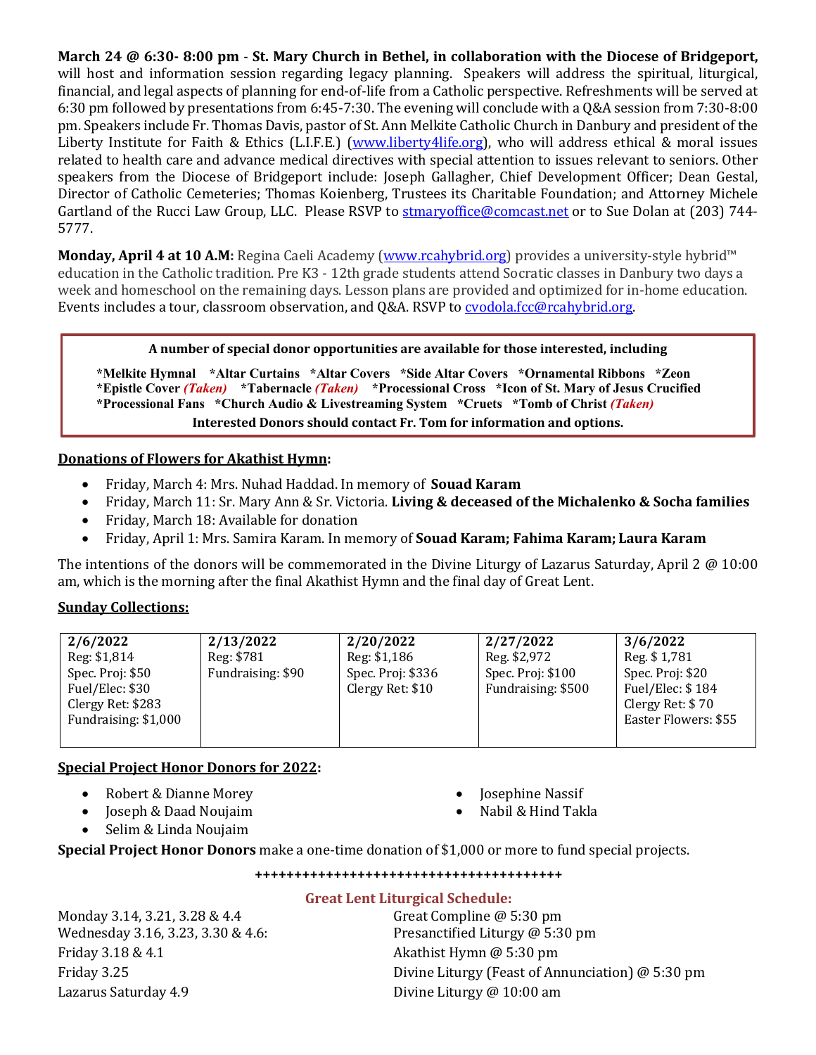**March 24 @ 6:30- 8:00 pm** - **St. Mary Church in Bethel, in collaboration with the Diocese of Bridgeport,** will host and information session regarding legacy planning. Speakers will address the spiritual, liturgical, financial, and legal aspects of planning for end-of-life from a Catholic perspective. Refreshments will be served at 6:30 pm followed by presentations from 6:45-7:30. The evening will conclude with a Q&A session from 7:30-8:00 pm. Speakers include Fr. Thomas Davis, pastor of St. Ann Melkite Catholic Church in Danbury and president of the Liberty Institute for Faith & Ethics (L.I.F.E.) (www.liberty4life.org), who will address ethical & moral issues related to health care and advance medical directives with special attention to issues relevant to seniors. Other speakers from the Diocese of Bridgeport include: Joseph Gallagher, Chief Development Officer; Dean Gestal, Director of Catholic Cemeteries; Thomas Koienberg, Trustees its Charitable Foundation; and Attorney Michele Gartland of the Rucci Law Group, LLC. Please RSVP to stmaryoffice@comcast.net or to Sue Dolan at (203) 744-5777.

**Monday, April 4 at 10 A.M:** Regina Caeli Academy (www.rcahybrid.org) provides a university-style hybrid™ education in the Catholic tradition. Pre K3 - 12th grade students attend Socratic classes in Danbury two days a week and homeschool on the remaining days. Lesson plans are provided and optimized for in-home education. Events includes a tour, classroom observation, and Q&A. RSVP to cvodola.fcc@rcahybrid.org.

**A number of special donor opportunities are available for those interested, including**

**\*Melkite Hymnal \*Altar Curtains \*Altar Covers \*Side Altar Covers \*Ornamental Ribbons \*Zeon \*Epistle Cover *(Taken)* \*Tabernacle *(Taken)* \*Processional Cross \*Icon of St. Mary of Jesus Crucified \*Processional Fans \*Church Audio & Livestreaming System \*Cruets \*Tomb of Christ *(Taken)***

**Interested Donors should contact Fr. Tom for information and options.**

**Donations of Flowers for Akathist Hymn:**

- Friday, March 4: Mrs. Nuhad Haddad. In memory of **Souad Karam**
- Friday, March 11: Sr. Mary Ann & Sr. Victoria. **Living & deceased of the Michalenko & Socha families**
- Friday, March 18: Available for donation
- Friday, April 1: Mrs. Samira Karam. In memory of **Souad Karam; Fahima Karam; Laura Karam**

The intentions of the donors will be commemorated in the Divine Liturgy of Lazarus Saturday, April 2 @ 10:00 am, which is the morning after the final Akathist Hymn and the final day of Great Lent.

**Sunday Collections:**

| **2/6/2022** | **2/13/2022** | **2/20/2022** | **2/27/2022** | **3/6/2022** |
|---|---|---|---|---|
| Reg: $1,814<br>Spec. Proj: $50<br>Fuel/Elec: $30<br>Clergy Ret: $283<br>Fundraising: $1,000 | Reg: $781<br>Fundraising: $90 | Reg: $1,186<br>Spec. Proj: $336<br>Clergy Ret: $10 | Reg. $2,972<br>Spec. Proj: $100<br>Fundraising: $500 | Reg. $ 1,781<br>Spec. Proj: $20<br>Fuel/Elec: $ 184<br>Clergy Ret: $ 70<br>Easter Flowers: $55 |

**Special Project Honor Donors for 2022:**

- Robert & Dianne Morey
- Joseph & Daad Noujaim
- Selim & Linda Noujaim
- Josephine Nassif
- Nabil & Hind Takla

**Special Project Honor Donors** make a one-time donation of $1,000 or more to fund special projects.

++++++++++++++++++++++++++++++++++++++++

**Great Lent Liturgical Schedule:**

| | |
|---|---|
| Monday 3.14, 3.21, 3.28 & 4.4 | Great Compline @ 5:30 pm |
| Wednesday 3.16, 3.23, 3.30 & 4.6: | Presanctified Liturgy @ 5:30 pm |
| Friday 3.18 & 4.1 | Akathist Hymn @ 5:30 pm |
| Friday 3.25 | Divine Liturgy (Feast of Annunciation) @ 5:30 pm |
| Lazarus Saturday 4.9 | Divine Liturgy @ 10:00 am |